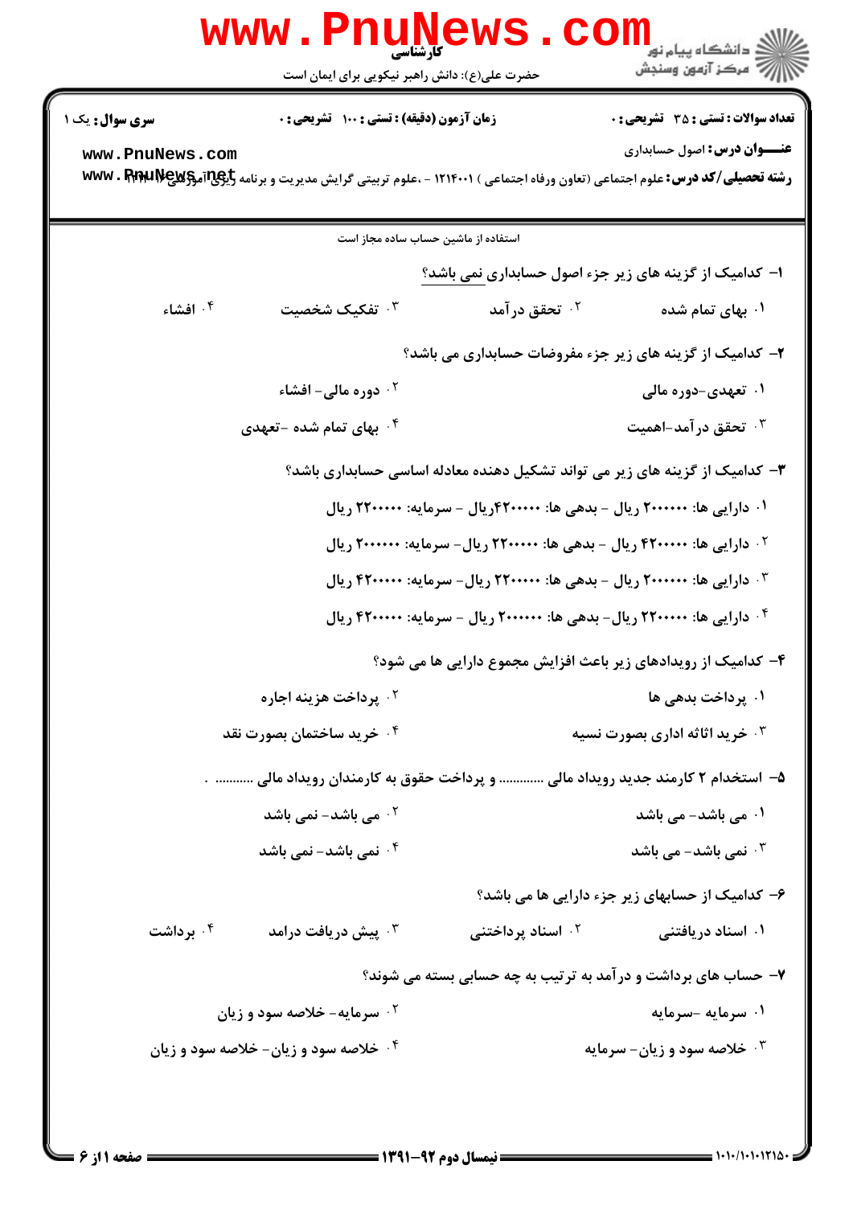کارشناسی

حضرت علی(ع): دانش راهبر نیکویی برای ایمان است

**سری سوال:** یک ۱

**زمان آزمون (دقیقه) : تستی : ۱۰۰ تشریحی : ۰**

**تعداد سوالات : تستی : ۳۵ تشریحی : ۰**

**عنـــوان درس:** اصول حسابداری

**رشته تحصیلی/کد درس:** علوم اجتماعی (تعاون ورفاه اجتماعی ) ۱۲۱۴۰۰۱ - ،علوم تربیتی گرایش مدیریت و برنامه ریزی آموزشی ۱۲۱۴۰۰۱

استفاده از ماشین حساب ساده مجاز است

۱- کدامیک از گزینه های زیر جزء اصول حسابداری نمی باشد؟

۱. بهای تمام شده
۲. تحقق درآمد
۳. تفکیک شخصیت
۴. افشاء

۲- کدامیک از گزینه های زیر جزء مفروضات حسابداری می باشد؟

۱. تعهدی-دوره مالی
۲. دوره مالی- افشاء
۳. تحقق درآمد-اهمیت
۴. بهای تمام شده -تعهدی

۳- کدامیک از گزینه های زیر می تواند تشکیل دهنده معادله اساسی حسابداری باشد؟

۱. دارایی ها: ۲۰۰۰۰۰۰ ریال - بدهی ها: ۴۲۰۰۰۰۰ریال - سرمایه: ۲۲۰۰۰۰۰ ریال
۲. دارایی ها: ۴۲۰۰۰۰۰ ریال - بدهی ها: ۲۲۰۰۰۰۰ ریال- سرمایه: ۲۰۰۰۰۰۰ ریال
۳. دارایی ها: ۲۰۰۰۰۰۰ ریال - بدهی ها: ۲۲۰۰۰۰۰ ریال- سرمایه: ۴۲۰۰۰۰۰ ریال
۴. دارایی ها: ۲۲۰۰۰۰۰ ریال- بدهی ها: ۲۰۰۰۰۰۰ ریال - سرمایه: ۴۲۰۰۰۰۰ ریال

۴- کدامیک از رویدادهای زیر باعث افزایش مجموع دارایی ها می شود؟

۱. پرداخت بدهی ها
۲. پرداخت هزینه اجاره
۳. خرید اثاثه اداری بصورت نسیه
۴. خرید ساختمان بصورت نقد

۵- استخدام ۲ کارمند جدید رویداد مالی ............ و پرداخت حقوق به کارمندان رویداد مالی ........... .

۱. می باشد- می باشد
۲. می باشد- نمی باشد
۳. نمی باشد- می باشد
۴. نمی باشد- نمی باشد

۶- کدامیک از حسابهای زیر جزء دارایی ها می باشد؟

۱. اسناد دریافتنی
۲. اسناد پرداختنی
۳. پیش دریافت درامد
۴. برداشت

۷- حساب های برداشت و درآمد به ترتیب به چه حسابی بسته می شوند؟

۱. سرمایه -سرمایه
۲. سرمایه- خلاصه سود و زیان
۳. خلاصه سود و زیان- سرمایه
۴. خلاصه سود و زیان- خلاصه سود و زیان

نیمسال دوم ۹۲-۱۳۹۱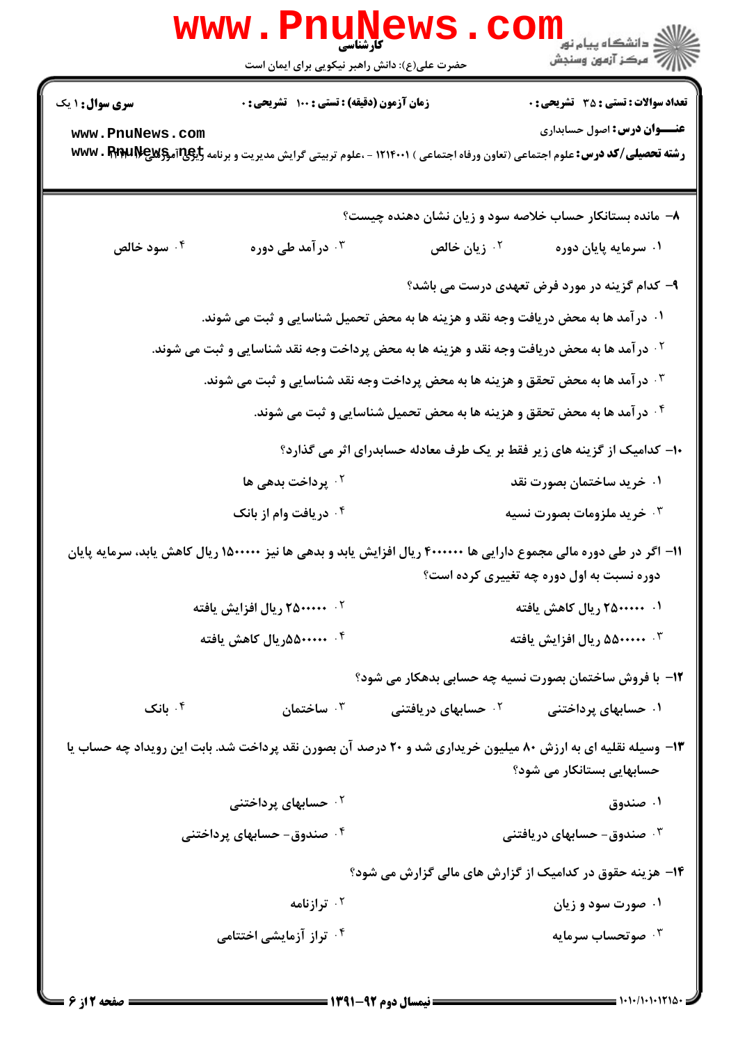**سری سوال:** ۱ یک

**زمان آزمون (دقیقه) : تستی : ۱۰۰ تشریحی : ۰**

**تعداد سوالات : تستی : ۳۵ تشریحی : ۰**

**عنـــوان درس:** اصول حسابداری

**رشته تحصیلی/کد درس:** علوم اجتماعی (تعاون ورفاه اجتماعی ) ۱۲۱۴۰۰۱ - ،علوم تربیتی گرایش مدیریت و برنامه ریزی آموزشی

۸- مانده بستانکار حساب خلاصه سود و زیان نشان دهنده چیست؟

۱. سرمایه پایان دوره
۲. زیان خالص
۳. درآمد طی دوره
۴. سود خالص

۹- کدام گزینه در مورد فرض تعهدی درست می باشد؟

۱. درآمد ها به محض دریافت وجه نقد و هزینه ها به محض تحمیل شناسایی و ثبت می شوند.
۲. درآمد ها به محض دریافت وجه نقد و هزینه ها به محض پرداخت وجه نقد شناسایی و ثبت می شوند.
۳. درآمد ها به محض تحقق و هزینه ها به محض پرداخت وجه نقد شناسایی و ثبت می شوند.
۴. درآمد ها به محض تحقق و هزینه ها به محض تحمیل شناسایی و ثبت می شوند.

۱۰- کدامیک از گزینه های زیر فقط بر یک طرف معادله حسابدرای اثر می گذارد؟

۱. خرید ساختمان بصورت نقد
۲. پرداخت بدهی ها
۳. خرید ملزومات بصورت نسیه
۴. دریافت وام از بانک

۱۱- اگر در طی دوره مالی مجموع دارایی ها ۴۰۰۰۰۰۰ ریال افزایش یابد و بدهی ها نیز ۱۵۰۰۰۰۰ ریال کاهش یابد، سرمایه پایان دوره نسبت به اول دوره چه تغییری کرده است؟

۱. ۲۵۰۰۰۰۰ ریال کاهش یافته
۲. ۲۵۰۰۰۰۰ ریال افزایش یافته
۳. ۵۵۰۰۰۰۰ ریال افزایش یافته
۴. ۵۵۰۰۰۰۰ریال کاهش یافته

۱۲- با فروش ساختمان بصورت نسیه چه حسابی بدهکار می شود؟

۱. حسابهای پرداختنی
۲. حسابهای دریافتنی
۳. ساختمان
۴. بانک

۱۳- وسیله نقلیه ای به ارزش ۸۰ میلیون خریداری شد و ۲۰ درصد آن بصورن نقد پرداخت شد. بابت این رویداد چه حساب یا حسابهایی بستانکار می شود؟

۱. صندوق
۲. حسابهای پرداختنی
۳. صندوق- حسابهای دریافتنی
۴. صندوق- حسابهای پرداختنی

۱۴- هزینه حقوق در کدامیک از گزارش های مالی گزارش می شود؟

۱. صورت سود و زیان
۲. ترازنامه
۳. صوتحساب سرمایه
۴. تراز آزمایشی اختتامی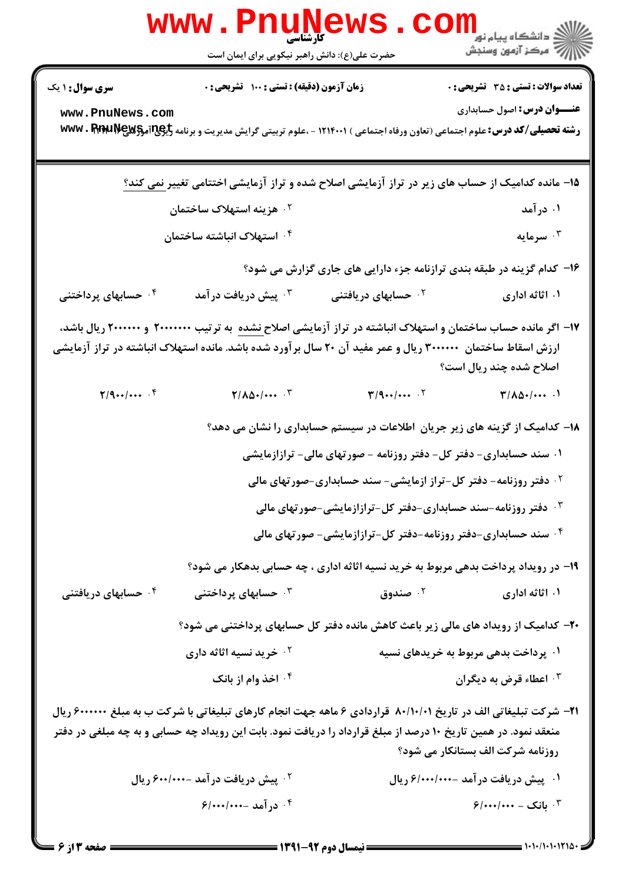**سری سوال:** ۱ یک

**زمان آزمون (دقیقه) : تستی :** ۱۰۰ **تشریحی :** ۰

**تعداد سوالات : تستی :** ۳۵ **تشریحی :** ۰

**عنـــوان درس:** اصول حسابداری

**رشته تحصیلی/کد درس:** علوم اجتماعی (تعاون ورفاه اجتماعی ) ۱۲۱۴۰۰۱ - ،علوم تربیتی گرایش مدیریت و برنامه ریزی آموزشی

۱۵- مانده کدامیک از حساب های زیر در تراز آزمایشی اصلاح شده و تراز آزمایشی اختتامی تغییر نمی کند؟

۱. درآمد

۲. هزینه استهلاک ساختمان

۳. سرمایه

۴. استهلاک انباشته ساختمان

۱۶- کدام گزینه در طبقه بندی ترازنامه جزء دارایی های جاری گزارش می شود؟

۱. اثاثه اداری

۲. حسابهای دریافتنی

۳. پیش دریافت درآمد

۴. حسابهای پرداختنی

۱۷- اگر مانده حساب ساختمان و استهلاک انباشته در تراز آزمایشی اصلاح نشده به ترتیب ۲۰۰۰۰۰۰۰ و ۲۰۰۰۰۰۰ ریال باشد، ارزش اسقاط ساختمان ۳۰۰۰۰۰۰ ریال و عمر مفید آن ۲۰ سال برآورد شده باشد. مانده استهلاک انباشته در تراز آزمایشی اصلاح شده چند ریال است؟

۱. ۳/۸۵۰/۰۰۰

۲. ۳/۹۰۰/۰۰۰

۳. ۲/۸۵۰/۰۰۰

۴. ۲/۹۰۰/۰۰۰

۱۸- کدامیک از گزینه های زیر جریان اطلاعات در سیستم حسابداری را نشان می دهد؟

۱. سند حسابداری- دفتر کل- دفتر روزنامه - صورتهای مالی- ترازآزمایشی

۲. دفتر روزنامه- دفتر کل-تراز ازمایشی- سند حسابداری-صورتهای مالی

۳. دفتر روزنامه-سند حسابداری-دفتر کل-ترازآزمایشی-صورتهای مالی

۴. سند حسابداری-دفتر روزنامه-دفتر کل-ترازآزمایشی- صورتهای مالی

۱۹- در رویداد پرداخت بدهی مربوط به خرید نسیه اثاثه اداری ، چه حسابی بدهکار می شود؟

۱. اثاثه اداری

۲. صندوق

۳. حسابهای پرداختنی

۴. حسابهای دریافتنی

۲۰- کدامیک از رویداد های مالی زیر باعث کاهش مانده دفتر کل حسابهای پرداختنی می شود؟

۱. پرداخت بدهی مربوط به خریدهای نسیه

۲. خرید نسیه اثاثه داری

۳. اعطاء قرض به دیگران

۴. اخذ وام از بانک

۲۱- شرکت تبلیغاتی الف در تاریخ ۸۰/۱۰/۰۱ قراردادی ۶ ماهه جهت انجام کارهای تبلیغاتی با شرکت ب به مبلغ ۶۰۰۰۰۰۰ ریال منعقد نمود. در همین تاریخ ۱۰ درصد از مبلغ قرارداد را دریافت نمود. بابت این رویداد چه حسابی و به چه مبلغی در دفتر روزنامه شرکت الف بستانکار می شود؟

۱. پیش دریافت درآمد –۶/۰۰۰/۰۰۰ ریال

۲. پیش دریافت درآمد –۶۰۰/۰۰۰ ریال

۳. بانک – ۶/۰۰۰/۰۰۰

۴. درآمد –۶/۰۰۰/۰۰۰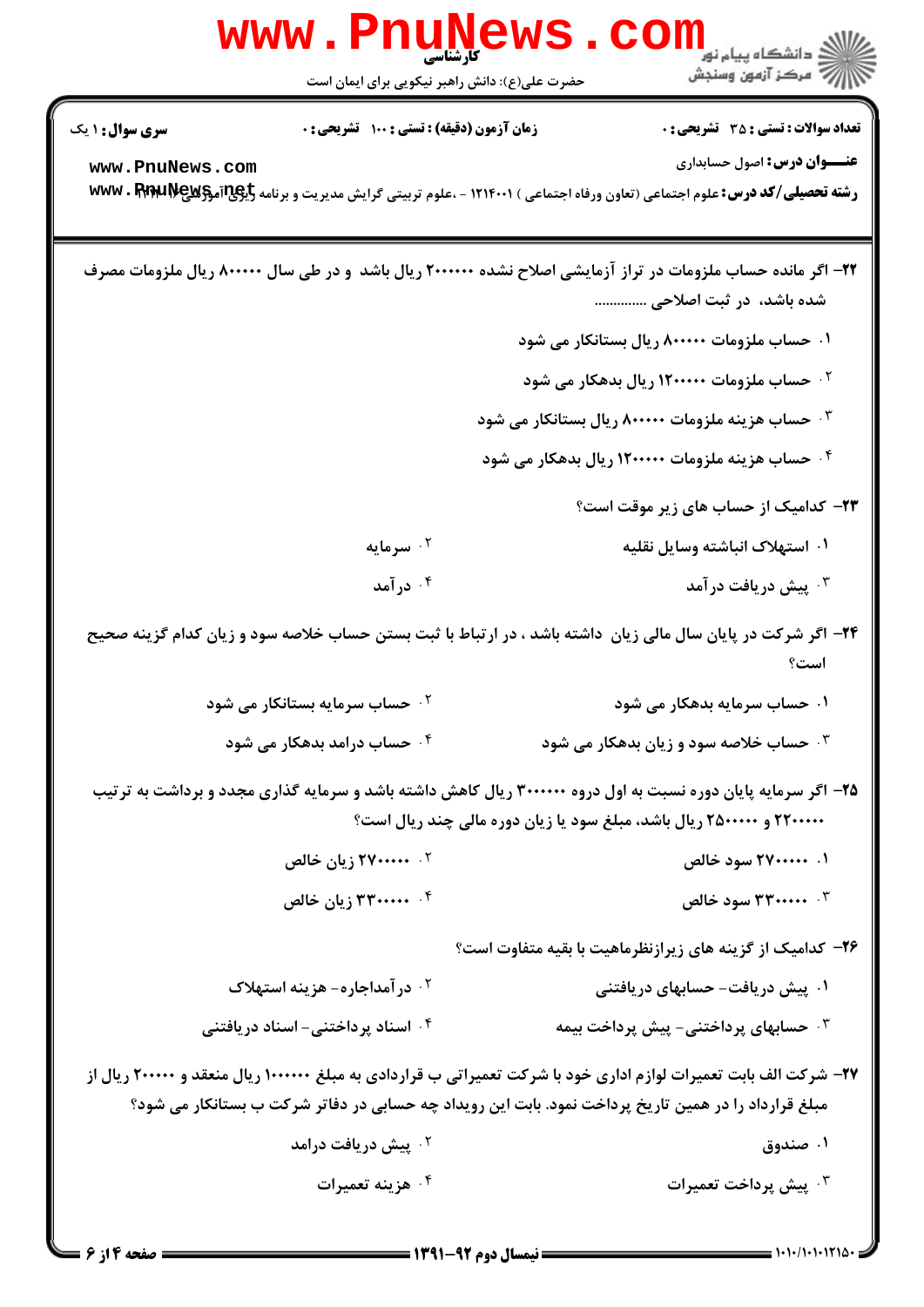**سری سوال:** ۱ یک  **زمان آزمون (دقیقه) : تستی : ۱۰۰ تشریحی : ۰**  **تعداد سوالات : تستی : ۳۵ تشریحی : ۰**

**عنـــوان درس:** اصول حسابداری

**رشته تحصیلی/کد درس:** علوم اجتماعی (تعاون ورفاه اجتماعی ) ۱۲۱۴۰۰۱ - ،علوم تربیتی گرایش مدیریت و برنامه ریزی آموزشی

۲۲- اگر مانده حساب ملزومات در تراز آزمایشی اصلاح نشده ۲۰۰۰۰۰۰ ریال باشد و در طی سال ۸۰۰۰۰۰ ریال ملزومات مصرف شده باشد، در ثبت اصلاحی ..............

۱. حساب ملزومات ۸۰۰۰۰۰ ریال بستانکار می شود

۲. حساب ملزومات ۱۲۰۰۰۰۰ ریال بدهکار می شود

۳. حساب هزینه ملزومات ۸۰۰۰۰۰ ریال بستانکار می شود

۴. حساب هزینه ملزومات ۱۲۰۰۰۰۰ ریال بدهکار می شود

۲۳- کدامیک از حساب های زیر موقت است؟

۱. استهلاک انباشته وسایل نقلیه

۲. سرمایه

۳. پیش دریافت درآمد

۴. درآمد

۲۴- اگر شرکت در پایان سال مالی زیان داشته باشد ، در ارتباط با ثبت بستن حساب خلاصه سود و زیان کدام گزینه صحیح است؟

۱. حساب سرمایه بدهکار می شود

۲. حساب سرمایه بستانکار می شود

۳. حساب خلاصه سود و زیان بدهکار می شود

۴. حساب درامد بدهکار می شود

۲۵- اگر سرمایه پایان دوره نسبت به اول دروه ۳۰۰۰۰۰۰ ریال کاهش داشته باشد و سرمایه گذاری مجدد و برداشت به ترتیب ۲۲۰۰۰۰۰ و ۲۵۰۰۰۰۰ ریال باشد، مبلغ سود یا زیان دوره مالی چند ریال است؟

۱. ۲۷۰۰۰۰۰ سود خالص

۲. ۲۷۰۰۰۰۰ زیان خالص

۳. ۳۳۰۰۰۰۰ سود خالص

۴. ۳۳۰۰۰۰۰ زیان خالص

۲۶- کدامیک از گزینه های زیرازنظرماهیت با بقیه متفاوت است؟

۱. پیش دریافت- حسابهای دریافتنی

۲. درآمداجاره- هزینه استهلاک

۳. حسابهای پرداختنی- پیش پرداخت بیمه

۴. اسناد پرداختنی- اسناد دریافتنی

۲۷- شرکت الف بابت تعمیرات لوازم اداری خود با شرکت تعمیراتی ب قراردادی به مبلغ ۱۰۰۰۰۰۰ ریال منعقد و ۲۰۰۰۰۰ ریال از مبلغ قرارداد را در همین تاریخ پرداخت نمود. بابت این رویداد چه حسابی در دفاتر شرکت ب بستانکار می شود؟

۱. صندوق

۲. پیش دریافت درامد

۳. پیش پرداخت تعمیرات

۴. هزینه تعمیرات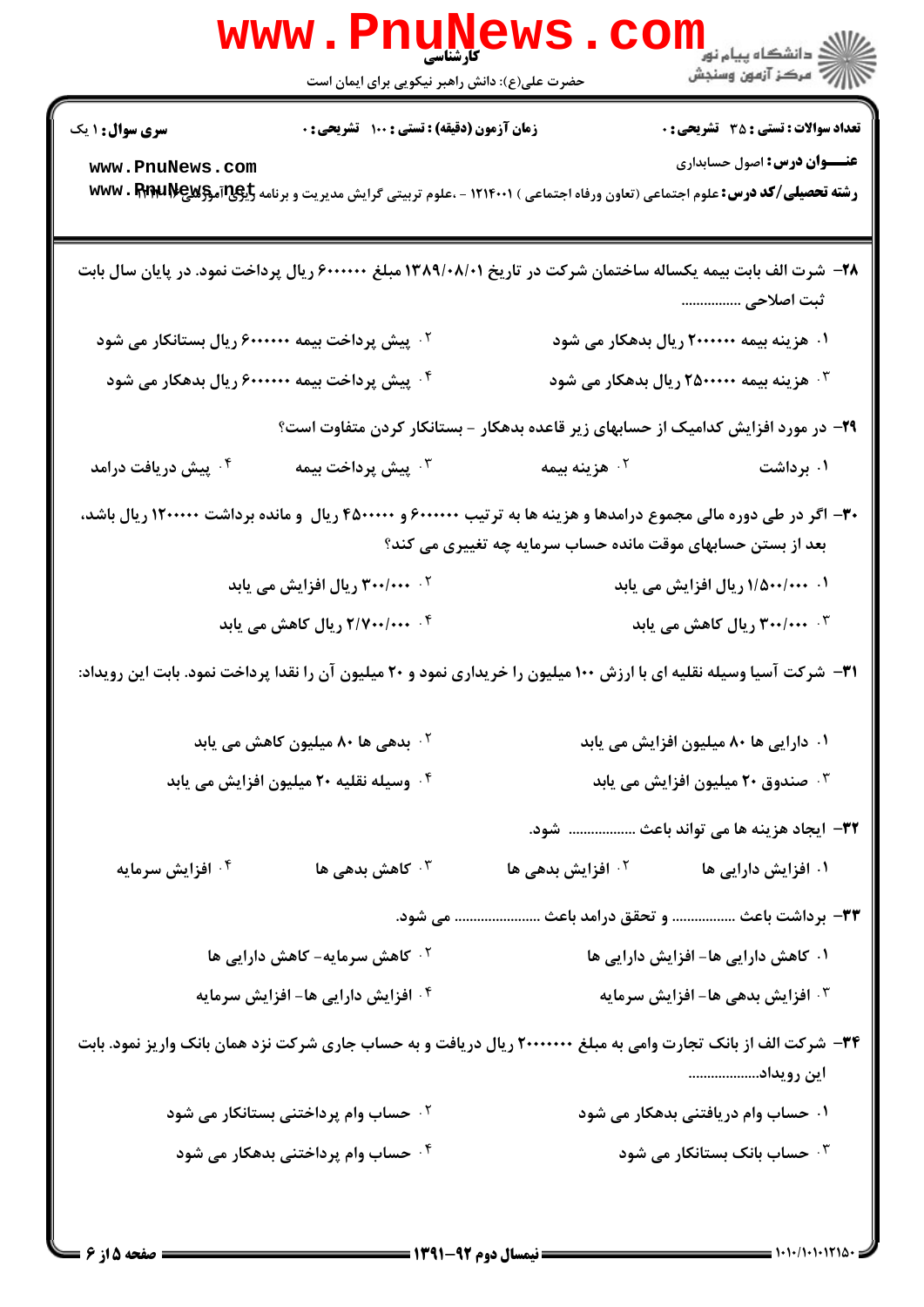۲۸- شرت الف بابت بیمه یکساله ساختمان شرکت در تاریخ ۱۳۸۹/۰۸/۰۱ مبلغ ۶۰۰۰۰۰۰ ریال پرداخت نمود. در پایان سال بابت ثبت اصلاحی ................

۱. هزینه بیمه ۲۰۰۰۰۰۰ ریال بدهکار می شود

۲. پیش پرداخت بیمه ۶۰۰۰۰۰۰ ریال بستانکار می شود

۳. هزینه بیمه ۲۵۰۰۰۰۰ ریال بدهکار می شود

۴. پیش پرداخت بیمه ۶۰۰۰۰۰۰ ریال بدهکار می شود

۲۹- در مورد افزایش کدامیک از حسابهای زیر قاعده بدهکار - بستانکار کردن متفاوت است؟

۱. برداشت

۲. هزینه بیمه

۳. پیش پرداخت بیمه

۴. پیش دریافت درامد

۳۰- اگر در طی دوره مالی مجموع درامدها و هزینه ها به ترتیب ۶۰۰۰۰۰۰ و ۴۵۰۰۰۰۰ ریال و مانده برداشت ۱۲۰۰۰۰۰ ریال باشد، بعد از بستن حسابهای موقت مانده حساب سرمایه چه تغییری می کند؟

۱. ۱/۵۰۰/۰۰۰ ریال افزایش می یابد

۲. ۳۰۰/۰۰۰ ریال افزایش می یابد

۳. ۳۰۰/۰۰۰ ریال کاهش می یابد

۴. ۲/۷۰۰/۰۰۰ ریال کاهش می یابد

۳۱- شرکت آسیا وسیله نقلیه ای با ارزش ۱۰۰ میلیون را خریداری نمود و ۲۰ میلیون آن را نقدا پرداخت نمود. بابت این رویداد:

۱. دارایی ها ۸۰ میلیون افزایش می یابد

۲. بدهی ها ۸۰ میلیون کاهش می یابد

۳. صندوق ۲۰ میلیون افزایش می یابد

۴. وسیله نقلیه ۲۰ میلیون افزایش می یابد

۳۲- ایجاد هزینه ها می تواند باعث ................ شود.

۱. افزایش دارایی ها

۲. افزایش بدهی ها

۳. کاهش بدهی ها

۴. افزایش سرمایه

۳۳- برداشت باعث ................ و تحقق درامد باعث ...................... می شود.

۱. کاهش دارایی ها- افزایش دارایی ها

۲. کاهش سرمایه- کاهش دارایی ها

۳. افزایش بدهی ها- افزایش سرمایه

۴. افزایش دارایی ها- افزایش سرمایه

۳۴- شرکت الف از بانک تجارت وامی به مبلغ ۲۰۰۰۰۰۰۰ ریال دریافت و به حساب جاری شرکت نزد همان بانک واریز نمود. بابت این رویداد..................

۱. حساب وام دریافتنی بدهکار می شود

۲. حساب وام پرداختنی بستانکار می شود

۳. حساب بانک بستانکار می شود

۴. حساب وام پرداختنی بدهکار می شود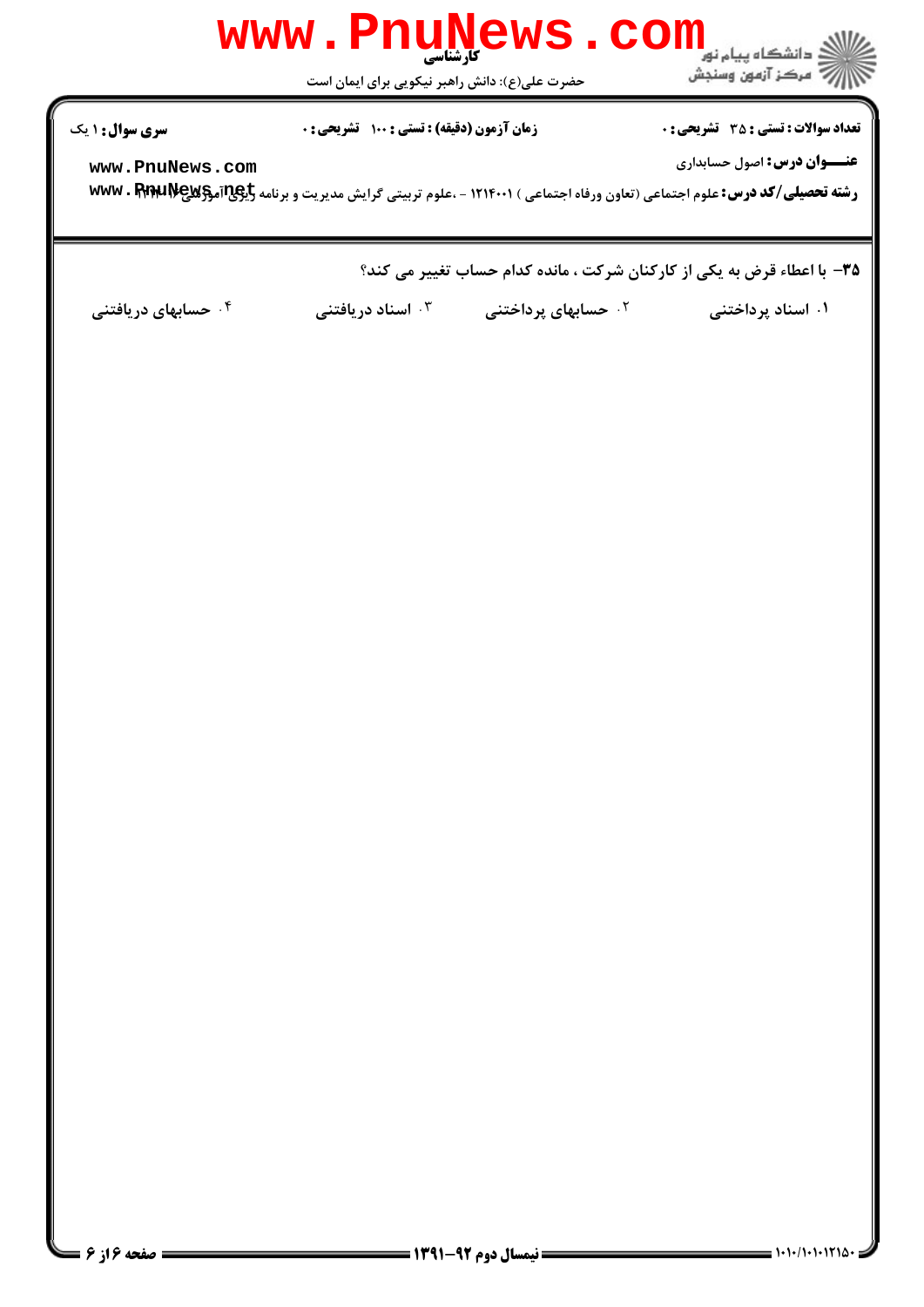**۳۵- با اعطاء قرض به یکی از کارکنان شرکت ، مانده کدام حساب تغییر می کند؟**

۱. اسناد پرداختنی

۲. حسابهای پرداختنی

۳. اسناد دریافتنی

۴. حسابهای دریافتنی